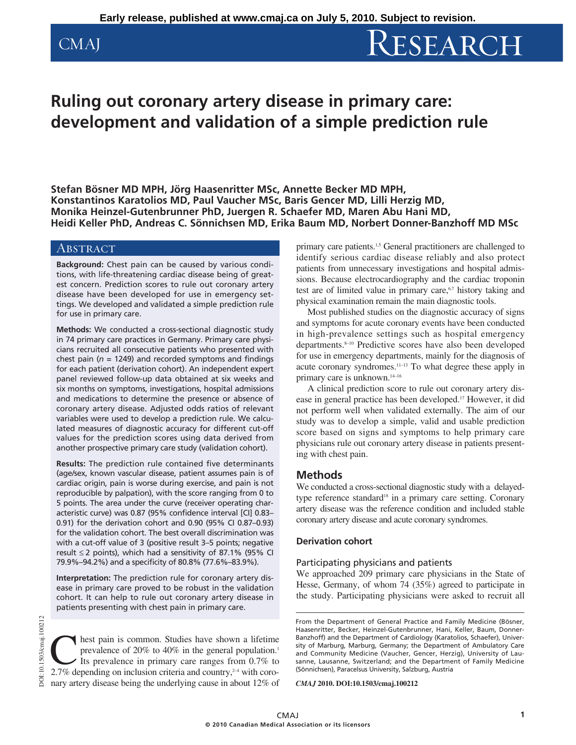Early release, published at www.cmaj.ca on July 5, 2010. Subject to revision.

# Ruling out coronary artery disease in primary care: development and validation of a simple prediction rule

**Stefan Bösner MD MPH, Jörg Haasenritter MSc, Annette Becker MD MPH, Konstantinos Karatolios MD, Paul Vaucher MSc, Baris Gencer MD, Lilli Herzig MD, Monika Heinzel-Gutenbrunner PhD, Juergen R. Schaefer MD, Maren Abu Hani MD, Heidi Keller PhD, Andreas C. Sönnichsen MD, Erika Baum MD, Norbert Donner-Banzhoff MD MSc**

## Abstract

**Background:** Chest pain can be caused by various conditions, with life-threatening cardiac disease being of greatest concern. Prediction scores to rule out coronary artery disease have been developed for use in emergency settings. We developed and validated a simple prediction rule for use in primary care.

**Methods:** We conducted a cross-sectional diagnostic study in 74 primary care practices in Germany. Primary care physicians recruited all consecutive patients who presented with chest pain ($n$ = 1249) and recorded symptoms and findings for each patient (derivation cohort). An independent expert panel reviewed follow-up data obtained at six weeks and six months on symptoms, investigations, hospital admissions and medications to determine the presence or absence of coronary artery disease. Adjusted odds ratios of relevant variables were used to develop a prediction rule. We calculated measures of diagnostic accuracy for different cut-off values for the prediction scores using data derived from another prospective primary care study (validation cohort).

**Results:** The prediction rule contained five determinants (age/sex, known vascular disease, patient assumes pain is of cardiac origin, pain is worse during exercise, and pain is not reproducible by palpation), with the score ranging from 0 to 5 points. The area under the curve (receiver operating characteristic curve) was 0.87 (95% confidence interval [CI] 0.83–0.91) for the derivation cohort and 0.90 (95% CI 0.87–0.93) for the validation cohort. The best overall discrimination was with a cut-off value of 3 (positive result 3–5 points; negative result ≤ 2 points), which had a sensitivity of 87.1% (95% CI 79.9%–94.2%) and a specificity of 80.8% (77.6%–83.9%).

**Interpretation:** The prediction rule for coronary artery disease in primary care proved to be robust in the validation cohort. It can help to rule out coronary artery disease in patients presenting with chest pain in primary care.

Chest pain is common. Studies have shown a lifetime prevalence of 20% to 40% in the general population.[1] Its prevalence in primary care ranges from 0.7% to 2.7% depending on inclusion criteria and country,[2–4] with coronary artery disease being the underlying cause in about 12% of primary care patients.[1,5] General practitioners are challenged to identify serious cardiac disease reliably and also protect patients from unnecessary investigations and hospital admissions. Because electrocardiography and the cardiac troponin test are of limited value in primary care,[6,7] history taking and physical examination remain the main diagnostic tools.

Most published studies on the diagnostic accuracy of signs and symptoms for acute coronary events have been conducted in high-prevalence settings such as hospital emergency departments.[8–10] Predictive scores have also been developed for use in emergency departments, mainly for the diagnosis of acute coronary syndromes.[11–13] To what degree these apply in primary care is unknown.[14–16]

A clinical prediction score to rule out coronary artery disease in general practice has been developed.[17] However, it did not perform well when validated externally. The aim of our study was to develop a simple, valid and usable prediction score based on signs and symptoms to help primary care physicians rule out coronary artery disease in patients presenting with chest pain.

## Methods

We conducted a cross-sectional diagnostic study with a delayed-type reference standard[18] in a primary care setting. Coronary artery disease was the reference condition and included stable coronary artery disease and acute coronary syndromes.

### Derivation cohort

#### Participating physicians and patients

We approached 209 primary care physicians in the State of Hesse, Germany, of whom 74 (35%) agreed to participate in the study. Participating physicians were asked to recruit all

From the Department of General Practice and Family Medicine (Bösner, Haasenritter, Becker, Heinzel-Gutenbrunner, Hani, Keller, Baum, Donner-Banzhoff) and the Department of Cardiology (Karatolios, Schaefer), University of Marburg, Marburg, Germany; the Department of Ambulatory Care and Community Medicine (Vaucher, Gencer, Herzig), University of Lausanne, Lausanne, Switzerland; and the Department of Family Medicine (Sönnichsen), Paracelsus University, Salzburg, Austria

*CMAJ* **2010. DOI:10.1503/cmaj.100212**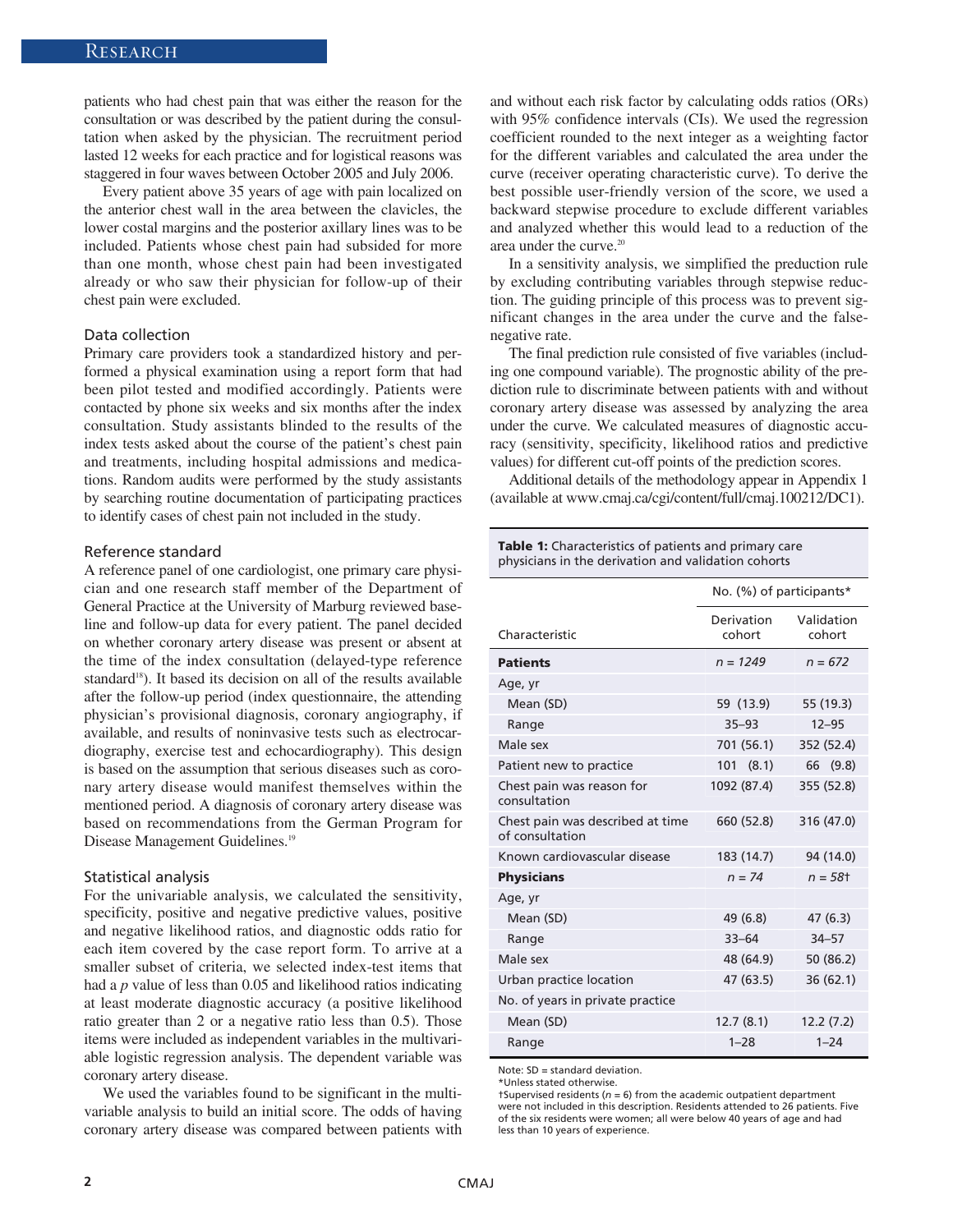patients who had chest pain that was either the reason for the consultation or was described by the patient during the consultation when asked by the physician. The recruitment period lasted 12 weeks for each practice and for logistical reasons was staggered in four waves between October 2005 and July 2006.

Every patient above 35 years of age with pain localized on the anterior chest wall in the area between the clavicles, the lower costal margins and the posterior axillary lines was to be included. Patients whose chest pain had subsided for more than one month, whose chest pain had been investigated already or who saw their physician for follow-up of their chest pain were excluded.

### Data collection

Primary care providers took a standardized history and performed a physical examination using a report form that had been pilot tested and modified accordingly. Patients were contacted by phone six weeks and six months after the index consultation. Study assistants blinded to the results of the index tests asked about the course of the patient's chest pain and treatments, including hospital admissions and medications. Random audits were performed by the study assistants by searching routine documentation of participating practices to identify cases of chest pain not included in the study.

### Reference standard

A reference panel of one cardiologist, one primary care physician and one research staff member of the Department of General Practice at the University of Marburg reviewed baseline and follow-up data for every patient. The panel decided on whether coronary artery disease was present or absent at the time of the index consultation (delayed-type reference standard[18]). It based its decision on all of the results available after the follow-up period (index questionnaire, the attending physician's provisional diagnosis, coronary angiography, if available, and results of noninvasive tests such as electrocardiography, exercise test and echocardiography). This design is based on the assumption that serious diseases such as coronary artery disease would manifest themselves within the mentioned period. A diagnosis of coronary artery disease was based on recommendations from the German Program for Disease Management Guidelines.[19]

### Statistical analysis

For the univariable analysis, we calculated the sensitivity, specificity, positive and negative predictive values, positive and negative likelihood ratios, and diagnostic odds ratio for each item covered by the case report form. To arrive at a smaller subset of criteria, we selected index-test items that had a $p$ value of less than 0.05 and likelihood ratios indicating at least moderate diagnostic accuracy (a positive likelihood ratio greater than 2 or a negative ratio less than 0.5). Those items were included as independent variables in the multivariable logistic regression analysis. The dependent variable was coronary artery disease.

We used the variables found to be significant in the multivariable analysis to build an initial score. The odds of having coronary artery disease was compared between patients with and without each risk factor by calculating odds ratios (ORs) with 95% confidence intervals (CIs). We used the regression coefficient rounded to the next integer as a weighting factor for the different variables and calculated the area under the curve (receiver operating characteristic curve). To derive the best possible user-friendly version of the score, we used a backward stepwise procedure to exclude different variables and analyzed whether this would lead to a reduction of the area under the curve.[20]

In a sensitivity analysis, we simplified the preduction rule by excluding contributing variables through stepwise reduction. The guiding principle of this process was to prevent significant changes in the area under the curve and the false-negative rate.

The final prediction rule consisted of five variables (including one compound variable). The prognostic ability of the prediction rule to discriminate between patients with and without coronary artery disease was assessed by analyzing the area under the curve. We calculated measures of diagnostic accuracy (sensitivity, specificity, likelihood ratios and predictive values) for different cut-off points of the prediction scores.

Additional details of the methodology appear in Appendix 1 (available at www.cmaj.ca/cgi/content/full/cmaj.100212/DC1).

**Table 1:** Characteristics of patients and primary care physicians in the derivation and validation cohorts

| | No. (%) of participants* | |
|---|---|---|
| Characteristic | Derivation cohort | Validation cohort |
| **Patients** | *n* = 1249 | *n* = 672 |
| Age, yr | | |
| Mean (SD) | 59 (13.9) | 55 (19.3) |
| Range | 35–93 | 12–95 |
| Male sex | 701 (56.1) | 352 (52.4) |
| Patient new to practice | 101 (8.1) | 66 (9.8) |
| Chest pain was reason for consultation | 1092 (87.4) | 355 (52.8) |
| Chest pain was described at time of consultation | 660 (52.8) | 316 (47.0) |
| Known cardiovascular disease | 183 (14.7) | 94 (14.0) |
| **Physicians** | *n* = 74 | *n* = 58† |
| Age, yr | | |
| Mean (SD) | 49 (6.8) | 47 (6.3) |
| Range | 33–64 | 34–57 |
| Male sex | 48 (64.9) | 50 (86.2) |
| Urban practice location | 47 (63.5) | 36 (62.1) |
| No. of years in private practice | | |
| Mean (SD) | 12.7 (8.1) | 12.2 (7.2) |
| Range | 1–28 | 1–24 |

Note: SD = standard deviation.
*Unless stated otherwise.
†Supervised residents ($n$ = 6) from the academic outpatient department were not included in this description. Residents attended to 26 patients. Five of the six residents were women; all were below 40 years of age and had less than 10 years of experience.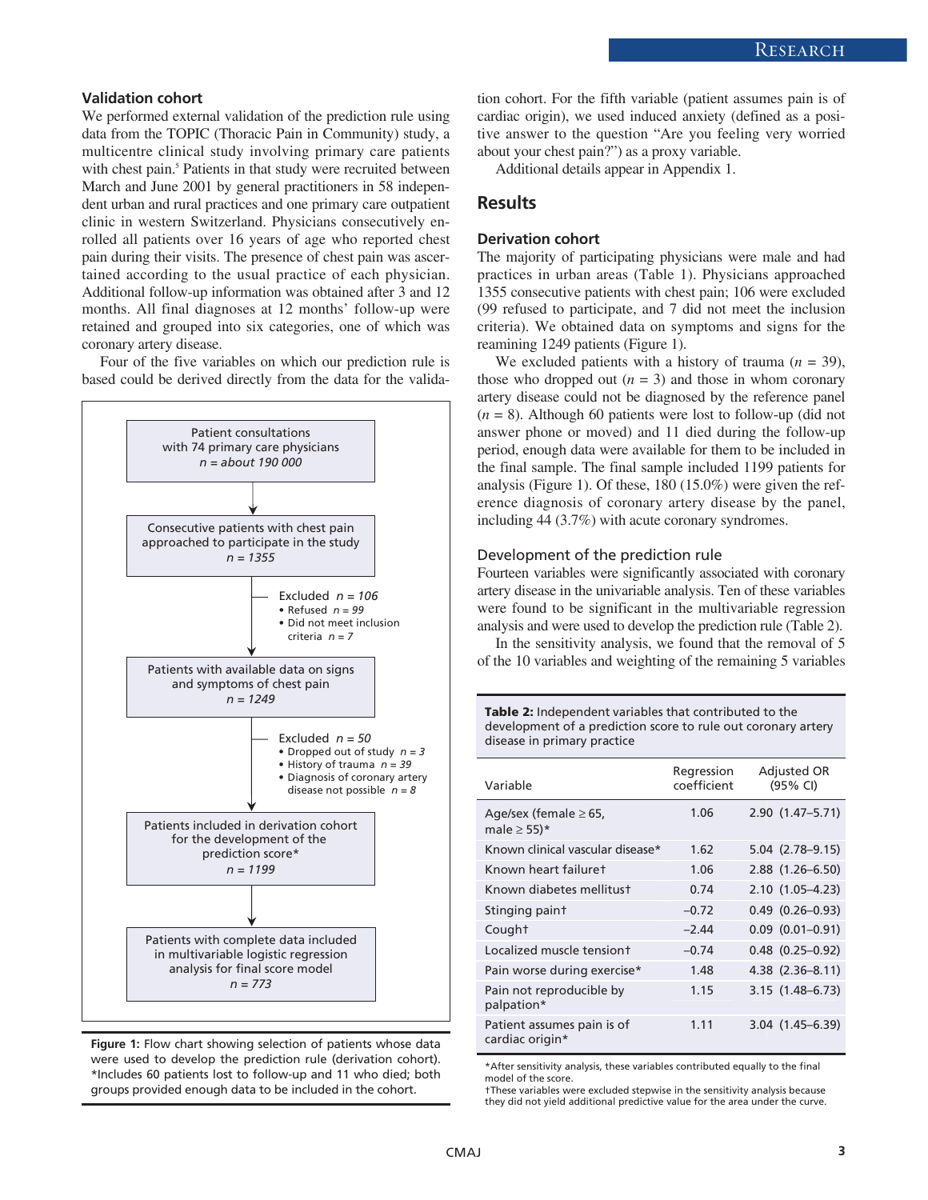### Validation cohort

We performed external validation of the prediction rule using data from the TOPIC (Thoracic Pain in Community) study, a multicentre clinical study involving primary care patients with chest pain.[5] Patients in that study were recruited between March and June 2001 by general practitioners in 58 independent urban and rural practices and one primary care outpatient clinic in western Switzerland. Physicians consecutively enrolled all patients over 16 years of age who reported chest pain during their visits. The presence of chest pain was ascertained according to the usual practice of each physician. Additional follow-up information was obtained after 3 and 12 months. All final diagnoses at 12 months' follow-up were retained and grouped into six categories, one of which was coronary artery disease.

Four of the five variables on which our prediction rule is based could be derived directly from the data for the validation cohort. For the fifth variable (patient assumes pain is of cardiac origin), we used induced anxiety (defined as a positive answer to the question "Are you feeling very worried about your chest pain?") as a proxy variable.

Additional details appear in Appendix 1.

Patient consultations with 74 primary care physicians
*n = about 190 000*

↓

Consecutive patients with chest pain approached to participate in the study
*n = 1355*

→ Excluded *n = 106*
- Refused *n = 99*
- Did not meet inclusion criteria *n = 7*

↓

Patients with available data on signs and symptoms of chest pain
*n = 1249*

→ Excluded *n = 50*
- Dropped out of study *n = 3*
- History of trauma *n = 39*
- Diagnosis of coronary artery disease not possible *n = 8*

↓

Patients included in derivation cohort for the development of the prediction score*
*n = 1199*

↓

Patients with complete data included in multivariable logistic regression analysis for final score model
*n = 773*

**Figure 1:** Flow chart showing selection of patients whose data were used to develop the prediction rule (derivation cohort). *Includes 60 patients lost to follow-up and 11 who died; both groups provided enough data to be included in the cohort.

## Results

### Derivation cohort

The majority of participating physicians were male and had practices in urban areas (Table 1). Physicians approached 1355 consecutive patients with chest pain; 106 were excluded (99 refused to participate, and 7 did not meet the inclusion criteria). We obtained data on symptoms and signs for the reamining 1249 patients (Figure 1).

We excluded patients with a history of trauma ($n = 39$), those who dropped out ($n = 3$) and those in whom coronary artery disease could not be diagnosed by the reference panel ($n = 8$). Although 60 patients were lost to follow-up (did not answer phone or moved) and 11 died during the follow-up period, enough data were available for them to be included in the final sample. The final sample included 1199 patients for analysis (Figure 1). Of these, 180 (15.0%) were given the reference diagnosis of coronary artery disease by the panel, including 44 (3.7%) with acute coronary syndromes.

### Development of the prediction rule

Fourteen variables were significantly associated with coronary artery disease in the univariable analysis. Ten of these variables were found to be significant in the multivariable regression analysis and were used to develop the prediction rule (Table 2).

In the sensitivity analysis, we found that the removal of 5 of the 10 variables and weighting of the remaining 5 variables

**Table 2:** Independent variables that contributed to the development of a prediction score to rule out coronary artery disease in primary practice

| Variable | Regression coefficient | Adjusted OR (95% CI) |
|---|---|---|
| Age/sex (female ≥ 65, male ≥ 55)* | 1.06 | 2.90 (1.47–5.71) |
| Known clinical vascular disease* | 1.62 | 5.04 (2.78–9.15) |
| Known heart failure† | 1.06 | 2.88 (1.26–6.50) |
| Known diabetes mellitus† | 0.74 | 2.10 (1.05–4.23) |
| Stinging pain† | –0.72 | 0.49 (0.26–0.93) |
| Cough† | –2.44 | 0.09 (0.01–0.91) |
| Localized muscle tension† | –0.74 | 0.48 (0.25–0.92) |
| Pain worse during exercise* | 1.48 | 4.38 (2.36–8.11) |
| Pain not reproducible by palpation* | 1.15 | 3.15 (1.48–6.73) |
| Patient assumes pain is of cardiac origin* | 1.11 | 3.04 (1.45–6.39) |

*After sensitivity analysis, these variables contributed equally to the final model of the score.
†These variables were excluded stepwise in the sensitivity analysis because they did not yield additional predictive value for the area under the curve.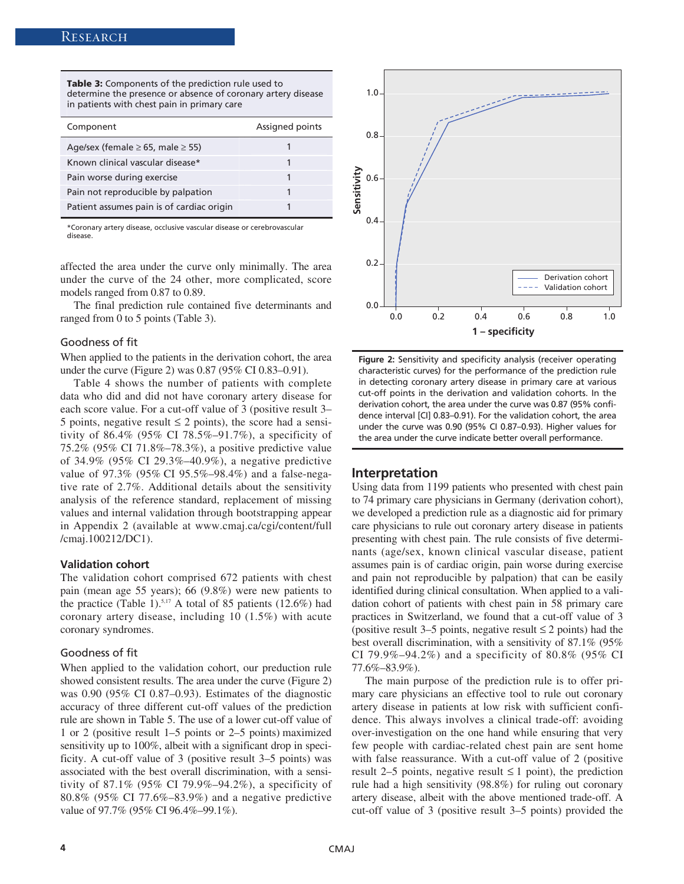**Table 3:** Components of the prediction rule used to determine the presence or absence of coronary artery disease in patients with chest pain in primary care

| Component | Assigned points |
|---|---|
| Age/sex (female ≥ 65, male ≥ 55) | 1 |
| Known clinical vascular disease* | 1 |
| Pain worse during exercise | 1 |
| Pain not reproducible by palpation | 1 |
| Patient assumes pain is of cardiac origin | 1 |

*Coronary artery disease, occlusive vascular disease or cerebrovascular disease.

affected the area under the curve only minimally. The area under the curve of the 24 other, more complicated, score models ranged from 0.87 to 0.89.

The final prediction rule contained five determinants and ranged from 0 to 5 points (Table 3).

### Goodness of fit

When applied to the patients in the derivation cohort, the area under the curve (Figure 2) was 0.87 (95% CI 0.83–0.91).

Table 4 shows the number of patients with complete data who did and did not have coronary artery disease for each score value. For a cut-off value of 3 (positive result 3–5 points, negative result ≤ 2 points), the score had a sensitivity of 86.4% (95% CI 78.5%–91.7%), a specificity of 75.2% (95% CI 71.8%–78.3%), a positive predictive value of 34.9% (95% CI 29.3%–40.9%), a negative predictive value of 97.3% (95% CI 95.5%–98.4%) and a false-negative rate of 2.7%. Additional details about the sensitivity analysis of the reference standard, replacement of missing values and internal validation through bootstrapping appear in Appendix 2 (available at www.cmaj.ca/cgi/content/full/cmaj.100212/DC1).

## Validation cohort

The validation cohort comprised 672 patients with chest pain (mean age 55 years); 66 (9.8%) were new patients to the practice (Table 1).[5,17] A total of 85 patients (12.6%) had coronary artery disease, including 10 (1.5%) with acute coronary syndromes.

### Goodness of fit

When applied to the validation cohort, our prediction rule showed consistent results. The area under the curve (Figure 2) was 0.90 (95% CI 0.87–0.93). Estimates of the diagnostic accuracy of three different cut-off values of the prediction rule are shown in Table 5. The use of a lower cut-off value of 1 or 2 (positive result 1–5 points or 2–5 points) maximized sensitivity up to 100%, albeit with a significant drop in specificity. A cut-off value of 3 (positive result 3–5 points) was associated with the best overall discrimination, with a sensitivity of 87.1% (95% CI 79.9%–94.2%), a specificity of 80.8% (95% CI 77.6%–83.9%) and a negative predictive value of 97.7% (95% CI 96.4%–99.1%).

**Figure 2:** Sensitivity and specificity analysis (receiver operating characteristic curves) for the performance of the prediction rule in detecting coronary artery disease in primary care at various cut-off points in the derivation and validation cohorts. In the derivation cohort, the area under the curve was 0.87 (95% confidence interval [CI] 0.83–0.91). For the validation cohort, the area under the curve was 0.90 (95% CI 0.87–0.93). Higher values for the area under the curve indicate better overall performance.

## Interpretation

Using data from 1199 patients who presented with chest pain to 74 primary care physicians in Germany (derivation cohort), we developed a prediction rule as a diagnostic aid for primary care physicians to rule out coronary artery disease in patients presenting with chest pain. The rule consists of five determinants (age/sex, known clinical vascular disease, patient assumes pain is of cardiac origin, pain worse during exercise and pain not reproducible by palpation) that can be easily identified during clinical consultation. When applied to a validation cohort of patients with chest pain in 58 primary care practices in Switzerland, we found that a cut-off value of 3 (positive result 3–5 points, negative result ≤ 2 points) had the best overall discrimination, with a sensitivity of 87.1% (95% CI 79.9%–94.2%) and a specificity of 80.8% (95% CI 77.6%–83.9%).

The main purpose of the prediction rule is to offer primary care physicians an effective tool to rule out coronary artery disease in patients at low risk with sufficient confidence. This always involves a clinical trade-off: avoiding over-investigation on the one hand while ensuring that very few people with cardiac-related chest pain are sent home with false reassurance. With a cut-off value of 2 (positive result 2–5 points, negative result ≤ 1 point), the prediction rule had a high sensitivity (98.8%) for ruling out coronary artery disease, albeit with the above mentioned trade-off. A cut-off value of 3 (positive result 3–5 points) provided the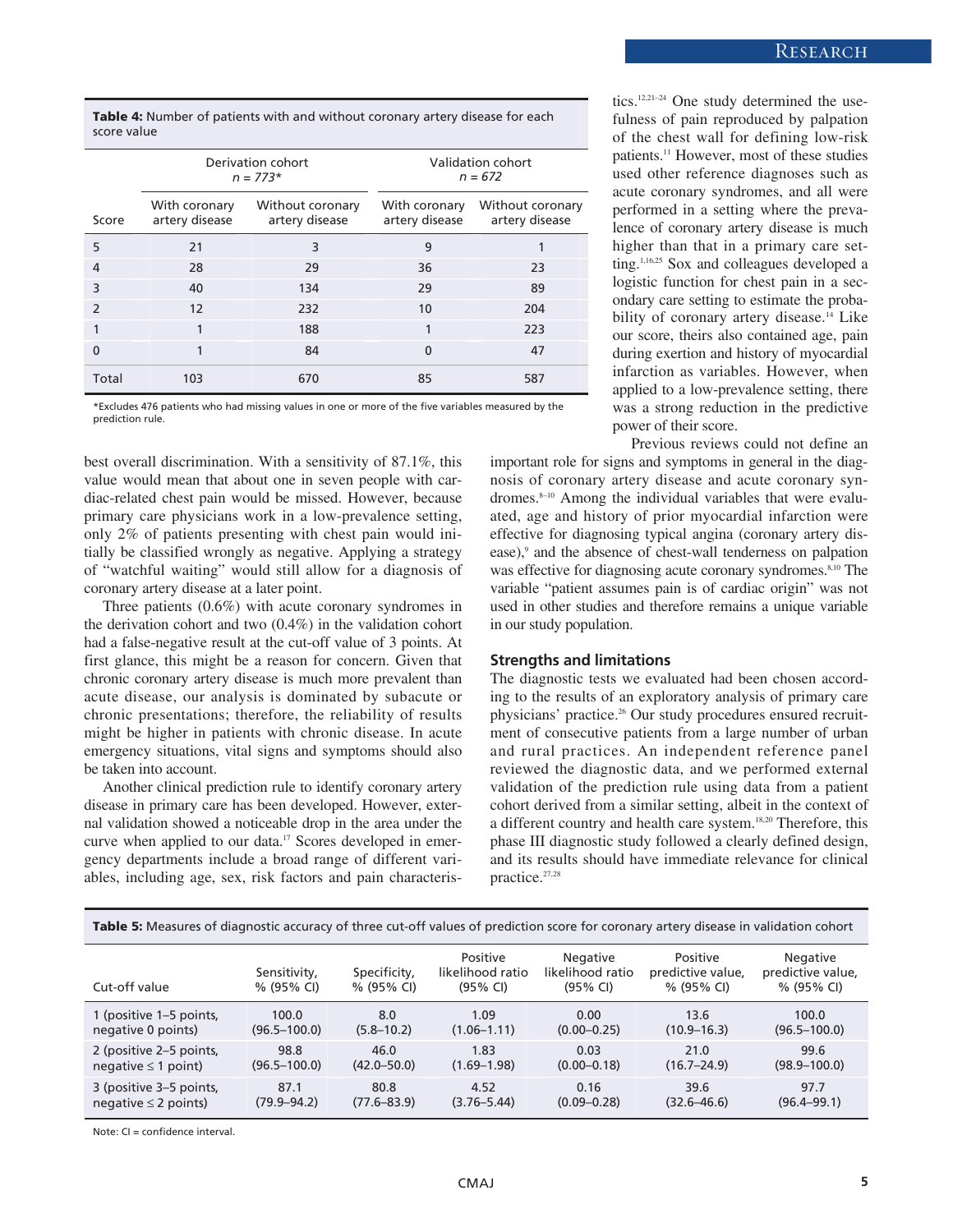**Table 4:** Number of patients with and without coronary artery disease for each score value

| Score | Derivation cohort n = 773* | | Validation cohort n = 672 | |
|---|---|---|---|---|
| | With coronary artery disease | Without coronary artery disease | With coronary artery disease | Without coronary artery disease |
| 5 | 21 | 3 | 9 | 1 |
| 4 | 28 | 29 | 36 | 23 |
| 3 | 40 | 134 | 29 | 89 |
| 2 | 12 | 232 | 10 | 204 |
| 1 | 1 | 188 | 1 | 223 |
| 0 | 1 | 84 | 0 | 47 |
| Total | 103 | 670 | 85 | 587 |

*Excludes 476 patients who had missing values in one or more of the five variables measured by the prediction rule.

best overall discrimination. With a sensitivity of 87.1%, this value would mean that about one in seven people with cardiac-related chest pain would be missed. However, because primary care physicians work in a low-prevalence setting, only 2% of patients presenting with chest pain would initially be classified wrongly as negative. Applying a strategy of "watchful waiting" would still allow for a diagnosis of coronary artery disease at a later point.

Three patients (0.6%) with acute coronary syndromes in the derivation cohort and two (0.4%) in the validation cohort had a false-negative result at the cut-off value of 3 points. At first glance, this might be a reason for concern. Given that chronic coronary artery disease is much more prevalent than acute disease, our analysis is dominated by subacute or chronic presentations; therefore, the reliability of results might be higher in patients with chronic disease. In acute emergency situations, vital signs and symptoms should also be taken into account.

Another clinical prediction rule to identify coronary artery disease in primary care has been developed. However, external validation showed a noticeable drop in the area under the curve when applied to our data.[17] Scores developed in emergency departments include a broad range of different variables, including age, sex, risk factors and pain characteristics.[12,21–24] One study determined the usefulness of pain reproduced by palpation of the chest wall for defining low-risk patients.[11] However, most of these studies used other reference diagnoses such as acute coronary syndromes, and all were performed in a setting where the prevalence of coronary artery disease is much higher than that in a primary care setting.[1,16,25] Sox and colleagues developed a logistic function for chest pain in a secondary care setting to estimate the probability of coronary artery disease.[14] Like our score, theirs also contained age, pain during exertion and history of myocardial infarction as variables. However, when applied to a low-prevalence setting, there was a strong reduction in the predictive power of their score.

Previous reviews could not define an important role for signs and symptoms in general in the diagnosis of coronary artery disease and acute coronary syndromes.[8–10] Among the individual variables that were evaluated, age and history of prior myocardial infarction were effective for diagnosing typical angina (coronary artery disease),[9] and the absence of chest-wall tenderness on palpation was effective for diagnosing acute coronary syndromes.[8,10] The variable "patient assumes pain is of cardiac origin" was not used in other studies and therefore remains a unique variable in our study population.

### Strengths and limitations

The diagnostic tests we evaluated had been chosen according to the results of an exploratory analysis of primary care physicians' practice.[26] Our study procedures ensured recruitment of consecutive patients from a large number of urban and rural practices. An independent reference panel reviewed the diagnostic data, and we performed external validation of the prediction rule using data from a patient cohort derived from a similar setting, albeit in the context of a different country and health care system.[18,20] Therefore, this phase III diagnostic study followed a clearly defined design, and its results should have immediate relevance for clinical practice.[27,28]

**Table 5:** Measures of diagnostic accuracy of three cut-off values of prediction score for coronary artery disease in validation cohort

| Cut-off value | Sensitivity, % (95% CI) | Specificity, % (95% CI) | Positive likelihood ratio (95% CI) | Negative likelihood ratio (95% CI) | Positive predictive value, % (95% CI) | Negative predictive value, % (95% CI) |
|---|---|---|---|---|---|---|
| 1 (positive 1–5 points, negative 0 points) | 100.0 (96.5–100.0) | 8.0 (5.8–10.2) | 1.09 (1.06–1.11) | 0.00 (0.00–0.25) | 13.6 (10.9–16.3) | 100.0 (96.5–100.0) |
| 2 (positive 2–5 points, negative ≤ 1 point) | 98.8 (96.5–100.0) | 46.0 (42.0–50.0) | 1.83 (1.69–1.98) | 0.03 (0.00–0.18) | 21.0 (16.7–24.9) | 99.6 (98.9–100.0) |
| 3 (positive 3–5 points, negative ≤ 2 points) | 87.1 (79.9–94.2) | 80.8 (77.6–83.9) | 4.52 (3.76–5.44) | 0.16 (0.09–0.28) | 39.6 (32.6–46.6) | 97.7 (96.4–99.1) |

Note: CI = confidence interval.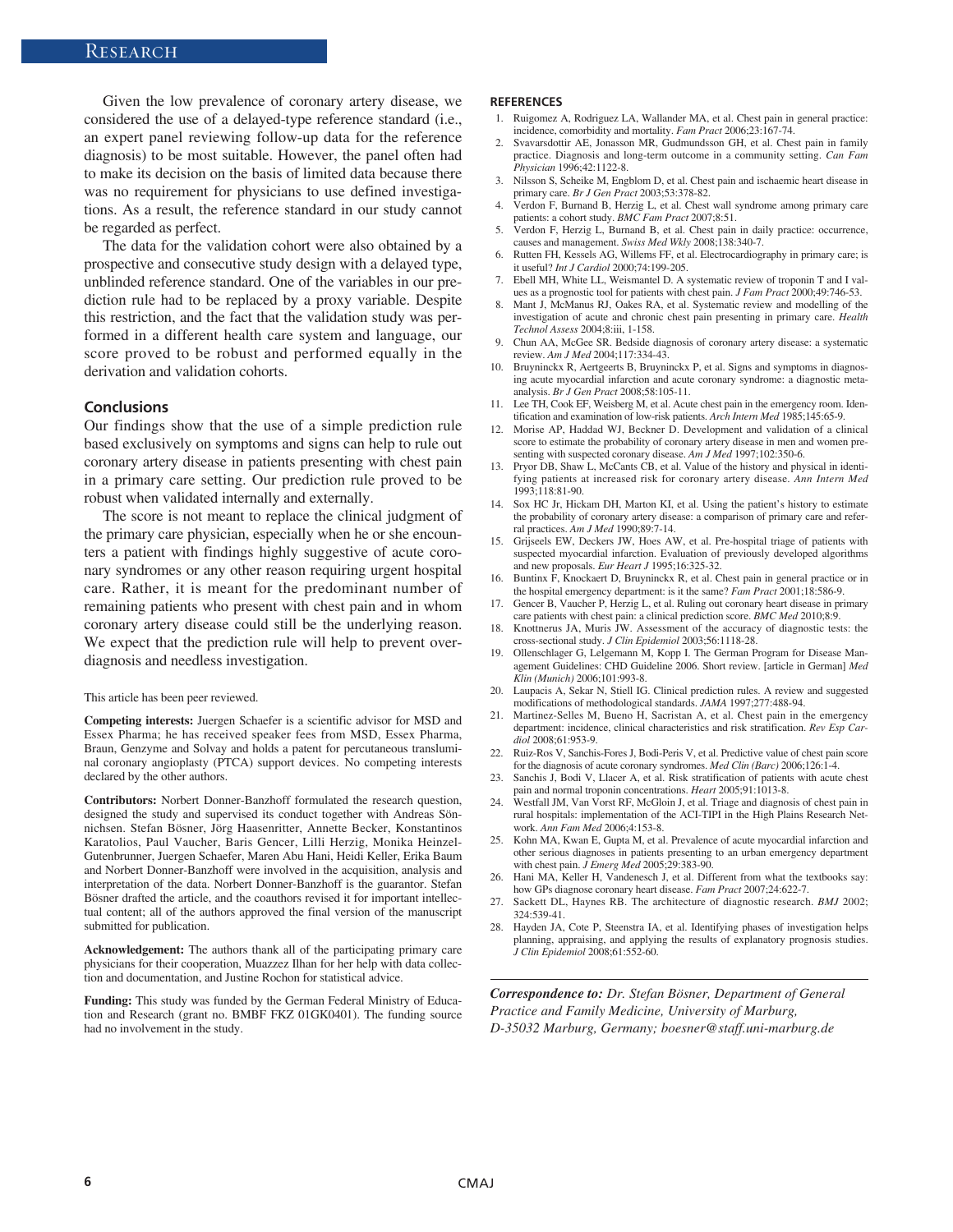Given the low prevalence of coronary artery disease, we considered the use of a delayed-type reference standard (i.e., an expert panel reviewing follow-up data for the reference diagnosis) to be most suitable. However, the panel often had to make its decision on the basis of limited data because there was no requirement for physicians to use defined investigations. As a result, the reference standard in our study cannot be regarded as perfect.

The data for the validation cohort were also obtained by a prospective and consecutive study design with a delayed type, unblinded reference standard. One of the variables in our prediction rule had to be replaced by a proxy variable. Despite this restriction, and the fact that the validation study was performed in a different health care system and language, our score proved to be robust and performed equally in the derivation and validation cohorts.

## Conclusions

Our findings show that the use of a simple prediction rule based exclusively on symptoms and signs can help to rule out coronary artery disease in patients presenting with chest pain in a primary care setting. Our prediction rule proved to be robust when validated internally and externally.

The score is not meant to replace the clinical judgment of the primary care physician, especially when he or she encounters a patient with findings highly suggestive of acute coronary syndromes or any other reason requiring urgent hospital care. Rather, it is meant for the predominant number of remaining patients who present with chest pain and in whom coronary artery disease could still be the underlying reason. We expect that the prediction rule will help to prevent overdiagnosis and needless investigation.

This article has been peer reviewed.

**Competing interests:** Juergen Schaefer is a scientific advisor for MSD and Essex Pharma; he has received speaker fees from MSD, Essex Pharma, Braun, Genzyme and Solvay and holds a patent for percutaneous transluminal coronary angioplasty (PTCA) support devices. No competing interests declared by the other authors.

**Contributors:** Norbert Donner-Banzhoff formulated the research question, designed the study and supervised its conduct together with Andreas Sönnichsen. Stefan Bösner, Jörg Haasenritter, Annette Becker, Konstantinos Karatolios, Paul Vaucher, Baris Gencer, Lilli Herzig, Monika Heinzel-Gutenbrunner, Juergen Schaefer, Maren Abu Hani, Heidi Keller, Erika Baum and Norbert Donner-Banzhoff were involved in the acquisition, analysis and interpretation of the data. Norbert Donner-Banzhoff is the guarantor. Stefan Bösner drafted the article, and the coauthors revised it for important intellectual content; all of the authors approved the final version of the manuscript submitted for publication.

**Acknowledgement:** The authors thank all of the participating primary care physicians for their cooperation, Muazzez Ilhan for her help with data collection and documentation, and Justine Rochon for statistical advice.

**Funding:** This study was funded by the German Federal Ministry of Education and Research (grant no. BMBF FKZ 01GK0401). The funding source had no involvement in the study.

## REFERENCES

1. Ruigomez A, Rodriguez LA, Wallander MA, et al. Chest pain in general practice: incidence, comorbidity and mortality. *Fam Pract* 2006;23:167-74.
2. Svavarsdottir AE, Jonasson MR, Gudmundsson GH, et al. Chest pain in family practice. Diagnosis and long-term outcome in a community setting. *Can Fam Physician* 1996;42:1122-8.
3. Nilsson S, Scheike M, Engblom D, et al. Chest pain and ischaemic heart disease in primary care. *Br J Gen Pract* 2003;53:378-82.
4. Verdon F, Burnand B, Herzig L, et al. Chest wall syndrome among primary care patients: a cohort study. *BMC Fam Pract* 2007;8:51.
5. Verdon F, Herzig L, Burnand B, et al. Chest pain in daily practice: occurrence, causes and management. *Swiss Med Wkly* 2008;138:340-7.
6. Rutten FH, Kessels AG, Willems FF, et al. Electrocardiography in primary care; is it useful? *Int J Cardiol* 2000;74:199-205.
7. Ebell MH, White LL, Weismantel D. A systematic review of troponin T and I values as a prognostic tool for patients with chest pain. *J Fam Pract* 2000;49:746-53.
8. Mant J, McManus RJ, Oakes RA, et al. Systematic review and modelling of the investigation of acute and chronic chest pain presenting in primary care. *Health Technol Assess* 2004;8:iii, 1-158.
9. Chun AA, McGee SR. Bedside diagnosis of coronary artery disease: a systematic review. *Am J Med* 2004;117:334-43.
10. Bruyninckx R, Aertgeerts B, Bruyninckx P, et al. Signs and symptoms in diagnosing acute myocardial infarction and acute coronary syndrome: a diagnostic meta-analysis. *Br J Gen Pract* 2008;58:105-11.
11. Lee TH, Cook EF, Weisberg M, et al. Acute chest pain in the emergency room. Identification and examination of low-risk patients. *Arch Intern Med* 1985;145:65-9.
12. Morise AP, Haddad WJ, Beckner D. Development and validation of a clinical score to estimate the probability of coronary artery disease in men and women presenting with suspected coronary disease. *Am J Med* 1997;102:350-6.
13. Pryor DB, Shaw L, McCants CB, et al. Value of the history and physical in identifying patients at increased risk for coronary artery disease. *Ann Intern Med* 1993;118:81-90.
14. Sox HC Jr, Hickam DH, Marton KI, et al. Using the patient's history to estimate the probability of coronary artery disease: a comparison of primary care and referral practices. *Am J Med* 1990;89:7-14.
15. Grijseels EW, Deckers JW, Hoes AW, et al. Pre-hospital triage of patients with suspected myocardial infarction. Evaluation of previously developed algorithms and new proposals. *Eur Heart J* 1995;16:325-32.
16. Buntinx F, Knockaert D, Bruyninckx R, et al. Chest pain in general practice or in the hospital emergency department: is it the same? *Fam Pract* 2001;18:586-9.
17. Gencer B, Vaucher P, Herzig L, et al. Ruling out coronary heart disease in primary care patients with chest pain: a clinical prediction score. *BMC Med* 2010;8:9.
18. Knottnerus JA, Muris JW. Assessment of the accuracy of diagnostic tests: the cross-sectional study. *J Clin Epidemiol* 2003;56:1118-28.
19. Ollenschlager G, Lelgemann M, Kopp I. The German Program for Disease Management Guidelines: CHD Guideline 2006. Short review. [article in German] *Med Klin (Munich)* 2006;101:993-8.
20. Laupacis A, Sekar N, Stiell IG. Clinical prediction rules. A review and suggested modifications of methodological standards. *JAMA* 1997;277:488-94.
21. Martinez-Selles M, Bueno H, Sacristan A, et al. Chest pain in the emergency department: incidence, clinical characteristics and risk stratification. *Rev Esp Cardiol* 2008;61:953-9.
22. Ruiz-Ros V, Sanchis-Fores J, Bodi-Peris V, et al. Predictive value of chest pain score for the diagnosis of acute coronary syndromes. *Med Clin (Barc)* 2006;126:1-4.
23. Sanchis J, Bodi V, Llacer A, et al. Risk stratification of patients with acute chest pain and normal troponin concentrations. *Heart* 2005;91:1013-8.
24. Westfall JM, Van Vorst RF, McGloin J, et al. Triage and diagnosis of chest pain in rural hospitals: implementation of the ACI-TIPI in the High Plains Research Network. *Ann Fam Med* 2006;4:153-8.
25. Kohn MA, Kwan E, Gupta M, et al. Prevalence of acute myocardial infarction and other serious diagnoses in patients presenting to an urban emergency department with chest pain. *J Emerg Med* 2005;29:383-90.
26. Hani MA, Keller H, Vandenesch J, et al. Different from what the textbooks say: how GPs diagnose coronary heart disease. *Fam Pract* 2007;24:622-7.
27. Sackett DL, Haynes RB. The architecture of diagnostic research. *BMJ* 2002; 324:539-41.
28. Hayden JA, Cote P, Steenstra IA, et al. Identifying phases of investigation helps planning, appraising, and applying the results of explanatory prognosis studies. *J Clin Epidemiol* 2008;61:552-60.

***Correspondence to:*** *Dr. Stefan Bösner, Department of General Practice and Family Medicine, University of Marburg, D-35032 Marburg, Germany; boesner@staff.uni-marburg.de*